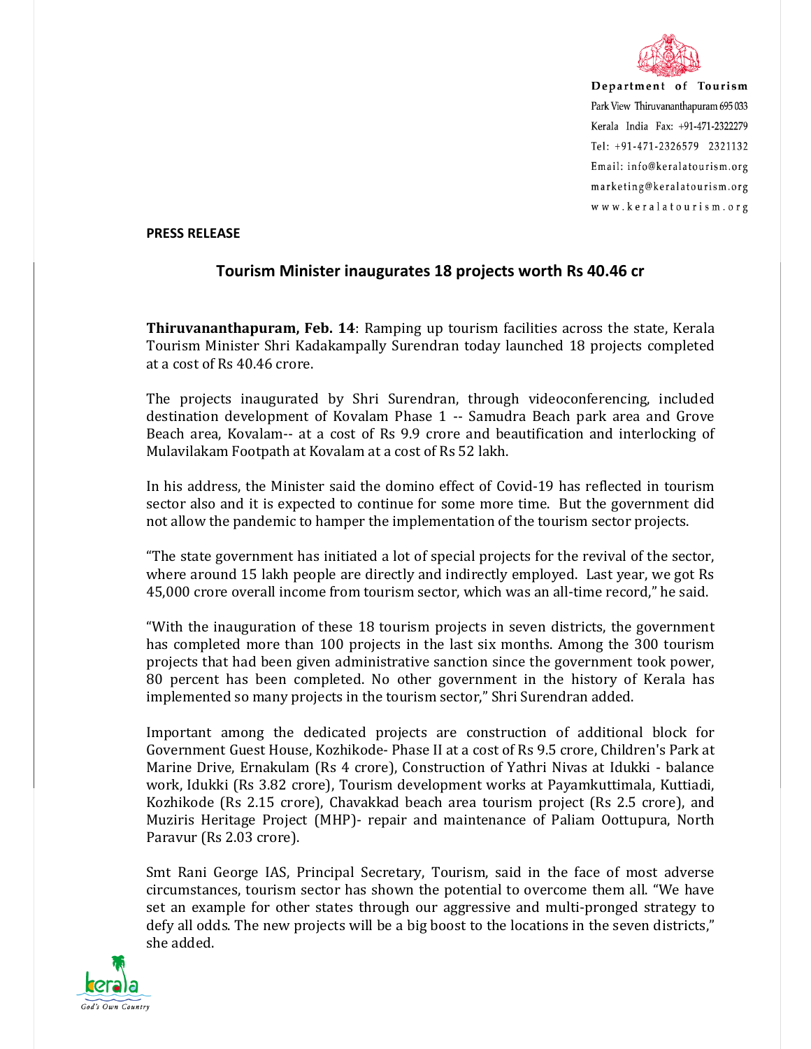Department of Tourism
Park View Thiruvananthapuram 695 033
Kerala India Fax: +91-471-2322279
Tel: +91-471-2326579 2321132
Email: info@keralatourism.org
marketing@keralatourism.org
www.keralatourism.org

**PRESS RELEASE**

## Tourism Minister inaugurates 18 projects worth Rs 40.46 cr

**Thiruvananthapuram, Feb. 14**: Ramping up tourism facilities across the state, Kerala Tourism Minister Shri Kadakampally Surendran today launched 18 projects completed at a cost of Rs 40.46 crore.

The projects inaugurated by Shri Surendran, through videoconferencing, included destination development of Kovalam Phase 1 -- Samudra Beach park area and Grove Beach area, Kovalam-- at a cost of Rs 9.9 crore and beautification and interlocking of Mulavilakam Footpath at Kovalam at a cost of Rs 52 lakh.

In his address, the Minister said the domino effect of Covid-19 has reflected in tourism sector also and it is expected to continue for some more time. But the government did not allow the pandemic to hamper the implementation of the tourism sector projects.

"The state government has initiated a lot of special projects for the revival of the sector, where around 15 lakh people are directly and indirectly employed. Last year, we got Rs 45,000 crore overall income from tourism sector, which was an all-time record," he said.

"With the inauguration of these 18 tourism projects in seven districts, the government has completed more than 100 projects in the last six months. Among the 300 tourism projects that had been given administrative sanction since the government took power, 80 percent has been completed. No other government in the history of Kerala has implemented so many projects in the tourism sector," Shri Surendran added.

Important among the dedicated projects are construction of additional block for Government Guest House, Kozhikode- Phase II at a cost of Rs 9.5 crore, Children's Park at Marine Drive, Ernakulam (Rs 4 crore), Construction of Yathri Nivas at Idukki - balance work, Idukki (Rs 3.82 crore), Tourism development works at Payamkuttimala, Kuttiadi, Kozhikode (Rs 2.15 crore), Chavakkad beach area tourism project (Rs 2.5 crore), and Muziris Heritage Project (MHP)- repair and maintenance of Paliam Oottupura, North Paravur (Rs 2.03 crore).

Smt Rani George IAS, Principal Secretary, Tourism, said in the face of most adverse circumstances, tourism sector has shown the potential to overcome them all. "We have set an example for other states through our aggressive and multi-pronged strategy to defy all odds. The new projects will be a big boost to the locations in the seven districts," she added.

kerala
God's Own Country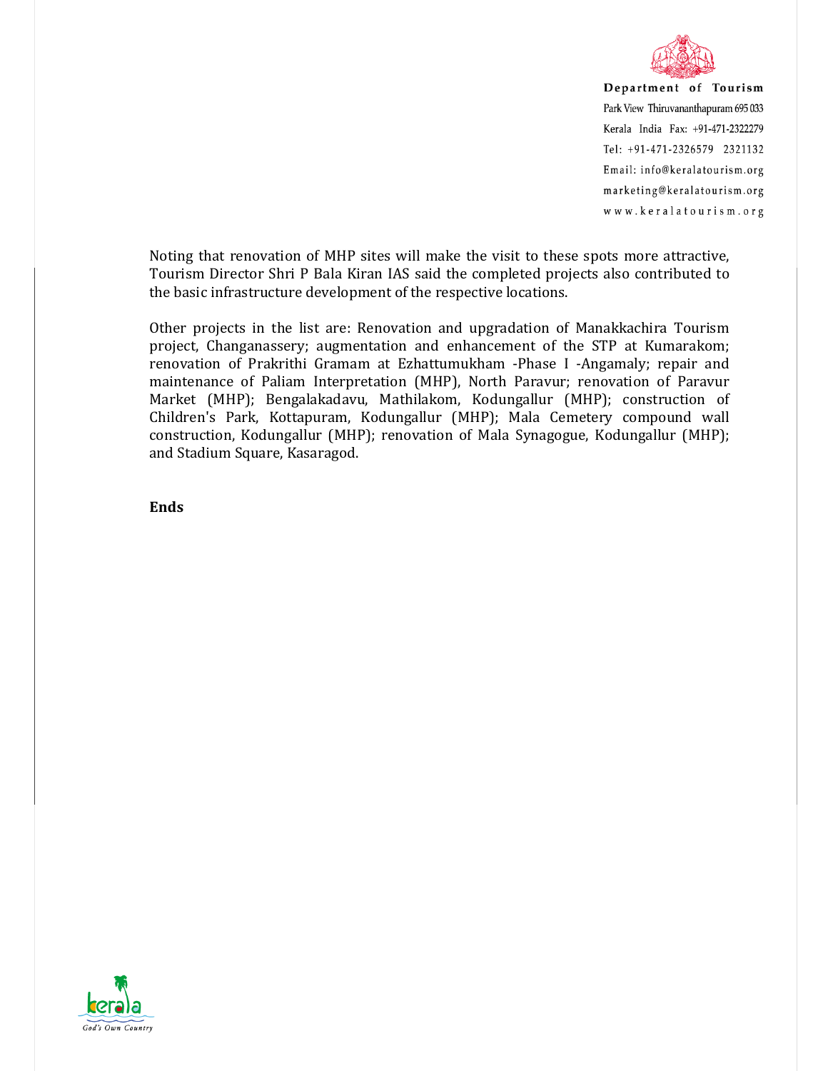Department of Tourism
Park View Thiruvananthapuram 695 033
Kerala India Fax: +91-471-2322279
Tel: +91-471-2326579 2321132
Email: info@keralatourism.org
marketing@keralatourism.org
www.keralatourism.org

Noting that renovation of MHP sites will make the visit to these spots more attractive, Tourism Director Shri P Bala Kiran IAS said the completed projects also contributed to the basic infrastructure development of the respective locations.

Other projects in the list are: Renovation and upgradation of Manakkachira Tourism project, Changanassery; augmentation and enhancement of the STP at Kumarakom; renovation of Prakrithi Gramam at Ezhattumukham -Phase I -Angamaly; repair and maintenance of Paliam Interpretation (MHP), North Paravur; renovation of Paravur Market (MHP); Bengalakadavu, Mathilakom, Kodungallur (MHP); construction of Children's Park, Kottapuram, Kodungallur (MHP); Mala Cemetery compound wall construction, Kodungallur (MHP); renovation of Mala Synagogue, Kodungallur (MHP); and Stadium Square, Kasaragod.

**Ends**